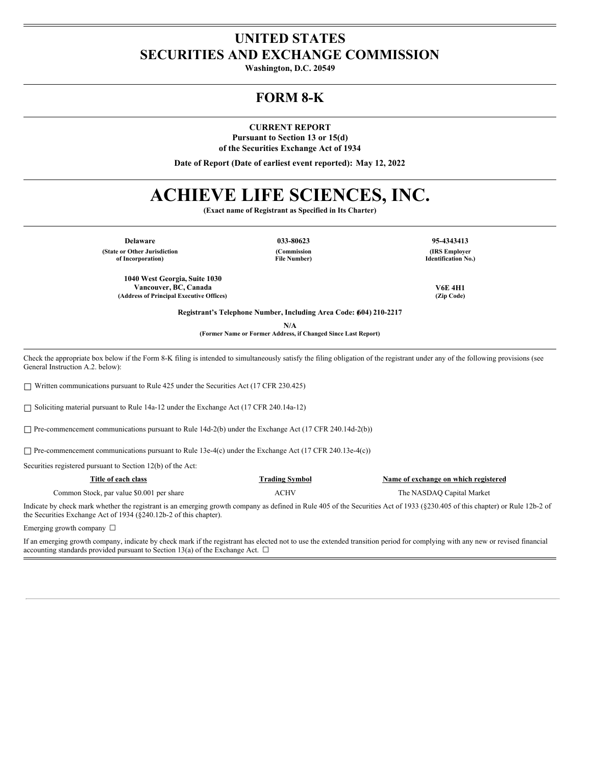# UNITED STATES
# SECURITIES AND EXCHANGE COMMISSION

**Washington, D.C. 20549**

## FORM 8-K

**CURRENT REPORT**
**Pursuant to Section 13 or 15(d)**
**of the Securities Exchange Act of 1934**

**Date of Report (Date of earliest event reported): May 12, 2022**

# ACHIEVE LIFE SCIENCES, INC.

**(Exact name of Registrant as Specified in Its Charter)**

| Delaware | 033-80623 | 95-4343413 |
|---|---|---|
| (State or Other Jurisdiction of Incorporation) | (Commission File Number) | (IRS Employer Identification No.) |

| 1040 West Georgia, Suite 1030 Vancouver, BC, Canada | V6E 4H1 |
|---|---|
| (Address of Principal Executive Offices) | (Zip Code) |

**Registrant's Telephone Number, Including Area Code: (604) 210-2217**

**N/A**
**(Former Name or Former Address, if Changed Since Last Report)**

Check the appropriate box below if the Form 8-K filing is intended to simultaneously satisfy the filing obligation of the registrant under any of the following provisions (see General Instruction A.2. below):

☐ Written communications pursuant to Rule 425 under the Securities Act (17 CFR 230.425)

☐ Soliciting material pursuant to Rule 14a-12 under the Exchange Act (17 CFR 240.14a-12)

☐ Pre-commencement communications pursuant to Rule 14d-2(b) under the Exchange Act (17 CFR 240.14d-2(b))

☐ Pre-commencement communications pursuant to Rule 13e-4(c) under the Exchange Act (17 CFR 240.13e-4(c))

Securities registered pursuant to Section 12(b) of the Act:

| Title of each class | Trading Symbol | Name of exchange on which registered |
|---|---|---|
| Common Stock, par value $0.001 per share | ACHV | The NASDAQ Capital Market |

Indicate by check mark whether the registrant is an emerging growth company as defined in Rule 405 of the Securities Act of 1933 (§230.405 of this chapter) or Rule 12b-2 of the Securities Exchange Act of 1934 (§240.12b-2 of this chapter).

Emerging growth company ☐

If an emerging growth company, indicate by check mark if the registrant has elected not to use the extended transition period for complying with any new or revised financial accounting standards provided pursuant to Section 13(a) of the Exchange Act. ☐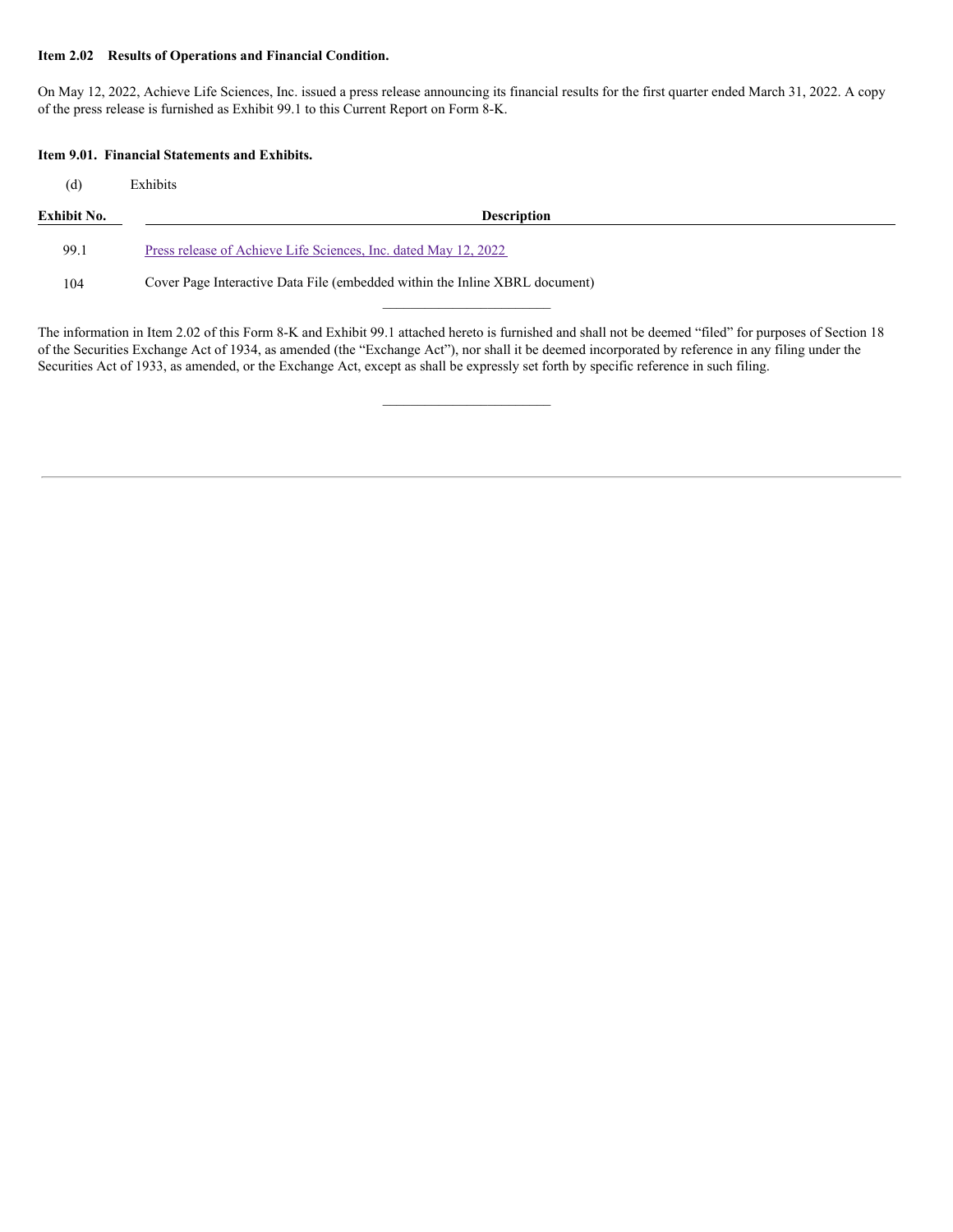**Item 2.02 Results of Operations and Financial Condition.**

On May 12, 2022, Achieve Life Sciences, Inc. issued a press release announcing its financial results for the first quarter ended March 31, 2022. A copy of the press release is furnished as Exhibit 99.1 to this Current Report on Form 8-K.

**Item 9.01. Financial Statements and Exhibits.**

(d) Exhibits

| Exhibit No. | Description |
|---|---|
| 99.1 | Press release of Achieve Life Sciences, Inc. dated May 12, 2022 |
| 104 | Cover Page Interactive Data File (embedded within the Inline XBRL document) |

The information in Item 2.02 of this Form 8-K and Exhibit 99.1 attached hereto is furnished and shall not be deemed "filed" for purposes of Section 18 of the Securities Exchange Act of 1934, as amended (the "Exchange Act"), nor shall it be deemed incorporated by reference in any filing under the Securities Act of 1933, as amended, or the Exchange Act, except as shall be expressly set forth by specific reference in such filing.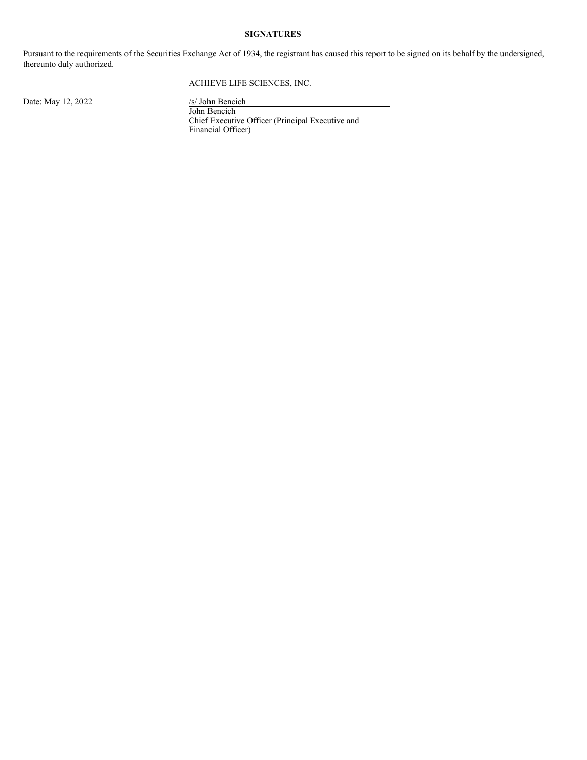**SIGNATURES**

Pursuant to the requirements of the Securities Exchange Act of 1934, the registrant has caused this report to be signed on its behalf by the undersigned, thereunto duly authorized.

ACHIEVE LIFE SCIENCES, INC.

Date: May 12, 2022

/s/ John Bencich

John Bencich

Chief Executive Officer (Principal Executive and Financial Officer)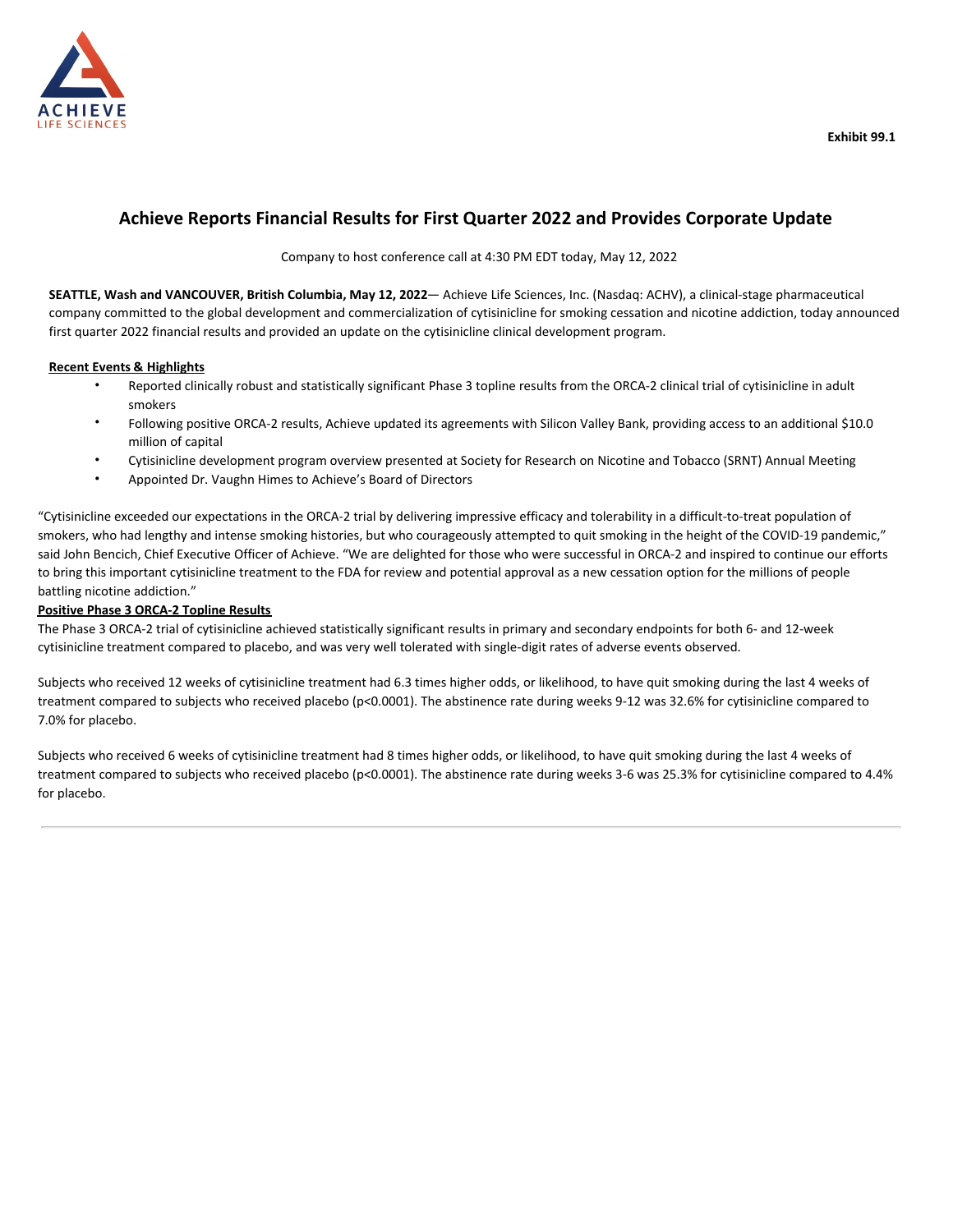Exhibit 99.1

# Achieve Reports Financial Results for First Quarter 2022 and Provides Corporate Update

Company to host conference call at 4:30 PM EDT today, May 12, 2022

**SEATTLE, Wash and VANCOUVER, British Columbia, May 12, 2022**— Achieve Life Sciences, Inc. (Nasdaq: ACHV), a clinical-stage pharmaceutical company committed to the global development and commercialization of cytisinicline for smoking cessation and nicotine addiction, today announced first quarter 2022 financial results and provided an update on the cytisinicline clinical development program.

**Recent Events & Highlights**

- Reported clinically robust and statistically significant Phase 3 topline results from the ORCA-2 clinical trial of cytisinicline in adult smokers
- Following positive ORCA-2 results, Achieve updated its agreements with Silicon Valley Bank, providing access to an additional $10.0 million of capital
- Cytisinicline development program overview presented at Society for Research on Nicotine and Tobacco (SRNT) Annual Meeting
- Appointed Dr. Vaughn Himes to Achieve's Board of Directors

"Cytisinicline exceeded our expectations in the ORCA-2 trial by delivering impressive efficacy and tolerability in a difficult-to-treat population of smokers, who had lengthy and intense smoking histories, but who courageously attempted to quit smoking in the height of the COVID-19 pandemic," said John Bencich, Chief Executive Officer of Achieve. "We are delighted for those who were successful in ORCA-2 and inspired to continue our efforts to bring this important cytisinicline treatment to the FDA for review and potential approval as a new cessation option for the millions of people battling nicotine addiction."

**Positive Phase 3 ORCA-2 Topline Results**

The Phase 3 ORCA-2 trial of cytisinicline achieved statistically significant results in primary and secondary endpoints for both 6- and 12-week cytisinicline treatment compared to placebo, and was very well tolerated with single-digit rates of adverse events observed.

Subjects who received 12 weeks of cytisinicline treatment had 6.3 times higher odds, or likelihood, to have quit smoking during the last 4 weeks of treatment compared to subjects who received placebo ($p<0.0001$). The abstinence rate during weeks 9-12 was 32.6% for cytisinicline compared to 7.0% for placebo.

Subjects who received 6 weeks of cytisinicline treatment had 8 times higher odds, or likelihood, to have quit smoking during the last 4 weeks of treatment compared to subjects who received placebo ($p<0.0001$). The abstinence rate during weeks 3-6 was 25.3% for cytisinicline compared to 4.4% for placebo.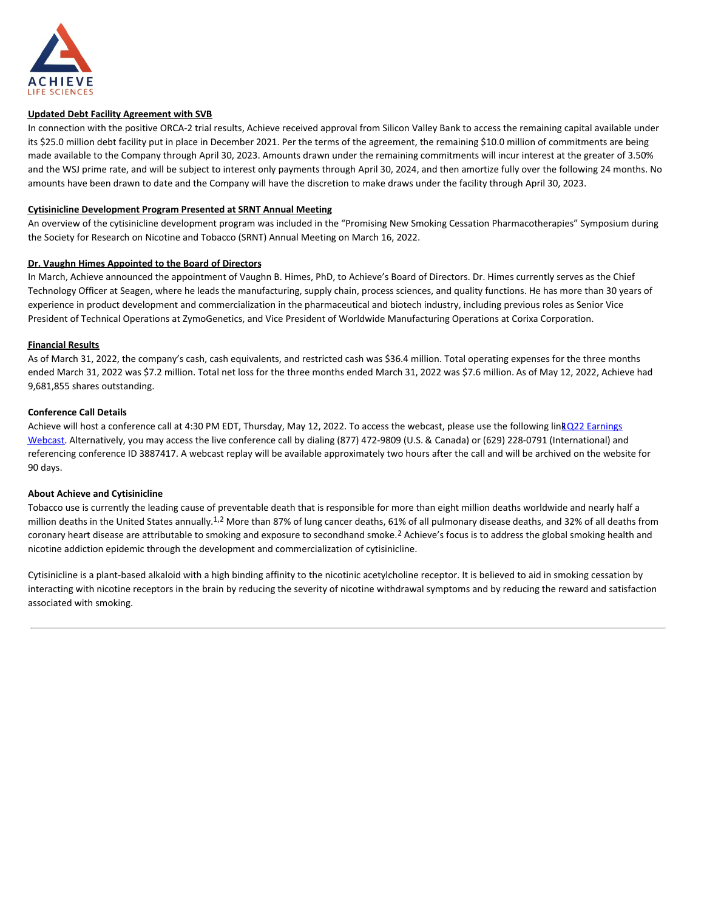**Updated Debt Facility Agreement with SVB**

In connection with the positive ORCA-2 trial results, Achieve received approval from Silicon Valley Bank to access the remaining capital available under its $25.0 million debt facility put in place in December 2021. Per the terms of the agreement, the remaining $10.0 million of commitments are being made available to the Company through April 30, 2023. Amounts drawn under the remaining commitments will incur interest at the greater of 3.50% and the WSJ prime rate, and will be subject to interest only payments through April 30, 2024, and then amortize fully over the following 24 months. No amounts have been drawn to date and the Company will have the discretion to make draws under the facility through April 30, 2023.

**Cytisinicline Development Program Presented at SRNT Annual Meeting**

An overview of the cytisinicline development program was included in the "Promising New Smoking Cessation Pharmacotherapies" Symposium during the Society for Research on Nicotine and Tobacco (SRNT) Annual Meeting on March 16, 2022.

**Dr. Vaughn Himes Appointed to the Board of Directors**

In March, Achieve announced the appointment of Vaughn B. Himes, PhD, to Achieve's Board of Directors. Dr. Himes currently serves as the Chief Technology Officer at Seagen, where he leads the manufacturing, supply chain, process sciences, and quality functions. He has more than 30 years of experience in product development and commercialization in the pharmaceutical and biotech industry, including previous roles as Senior Vice President of Technical Operations at ZymoGenetics, and Vice President of Worldwide Manufacturing Operations at Corixa Corporation.

**Financial Results**

As of March 31, 2022, the company's cash, cash equivalents, and restricted cash was $36.4 million. Total operating expenses for the three months ended March 31, 2022 was $7.2 million. Total net loss for the three months ended March 31, 2022 was $7.6 million. As of May 12, 2022, Achieve had 9,681,855 shares outstanding.

**Conference Call Details**

Achieve will host a conference call at 4:30 PM EDT, Thursday, May 12, 2022. To access the webcast, please use the following link 1Q22 Earnings Webcast. Alternatively, you may access the live conference call by dialing (877) 472-9809 (U.S. & Canada) or (629) 228-0791 (International) and referencing conference ID 3887417. A webcast replay will be available approximately two hours after the call and will be archived on the website for 90 days.

**About Achieve and Cytisinicline**

Tobacco use is currently the leading cause of preventable death that is responsible for more than eight million deaths worldwide and nearly half a million deaths in the United States annually.[1,2] More than 87% of lung cancer deaths, 61% of all pulmonary disease deaths, and 32% of all deaths from coronary heart disease are attributable to smoking and exposure to secondhand smoke.[2] Achieve's focus is to address the global smoking health and nicotine addiction epidemic through the development and commercialization of cytisinicline.

Cytisinicline is a plant-based alkaloid with a high binding affinity to the nicotinic acetylcholine receptor. It is believed to aid in smoking cessation by interacting with nicotine receptors in the brain by reducing the severity of nicotine withdrawal symptoms and by reducing the reward and satisfaction associated with smoking.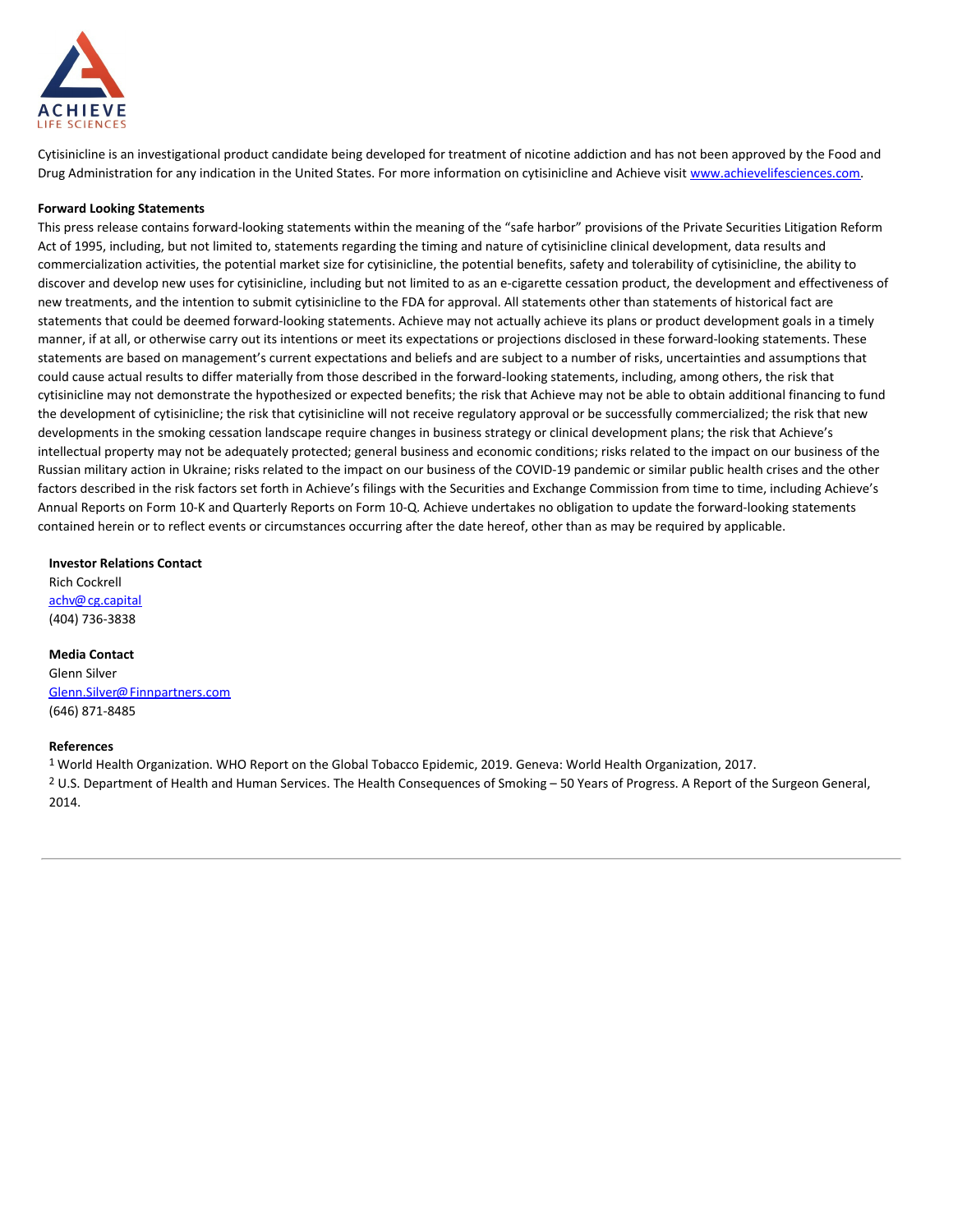Cytisinicline is an investigational product candidate being developed for treatment of nicotine addiction and has not been approved by the Food and Drug Administration for any indication in the United States. For more information on cytisinicline and Achieve visit www.achievelifesciences.com.

**Forward Looking Statements**

This press release contains forward-looking statements within the meaning of the "safe harbor" provisions of the Private Securities Litigation Reform Act of 1995, including, but not limited to, statements regarding the timing and nature of cytisinicline clinical development, data results and commercialization activities, the potential market size for cytisinicline, the potential benefits, safety and tolerability of cytisinicline, the ability to discover and develop new uses for cytisinicline, including but not limited to as an e-cigarette cessation product, the development and effectiveness of new treatments, and the intention to submit cytisinicline to the FDA for approval. All statements other than statements of historical fact are statements that could be deemed forward-looking statements. Achieve may not actually achieve its plans or product development goals in a timely manner, if at all, or otherwise carry out its intentions or meet its expectations or projections disclosed in these forward-looking statements. These statements are based on management's current expectations and beliefs and are subject to a number of risks, uncertainties and assumptions that could cause actual results to differ materially from those described in the forward-looking statements, including, among others, the risk that cytisinicline may not demonstrate the hypothesized or expected benefits; the risk that Achieve may not be able to obtain additional financing to fund the development of cytisinicline; the risk that cytisinicline will not receive regulatory approval or be successfully commercialized; the risk that new developments in the smoking cessation landscape require changes in business strategy or clinical development plans; the risk that Achieve's intellectual property may not be adequately protected; general business and economic conditions; risks related to the impact on our business of the Russian military action in Ukraine; risks related to the impact on our business of the COVID-19 pandemic or similar public health crises and the other factors described in the risk factors set forth in Achieve's filings with the Securities and Exchange Commission from time to time, including Achieve's Annual Reports on Form 10-K and Quarterly Reports on Form 10-Q. Achieve undertakes no obligation to update the forward-looking statements contained herein or to reflect events or circumstances occurring after the date hereof, other than as may be required by applicable.

**Investor Relations Contact**
Rich Cockrell
achv@cg.capital
(404) 736-3838

**Media Contact**
Glenn Silver
Glenn.Silver@Finnpartners.com
(646) 871-8485

**References**

[1] World Health Organization. WHO Report on the Global Tobacco Epidemic, 2019. Geneva: World Health Organization, 2017.

[2] U.S. Department of Health and Human Services. The Health Consequences of Smoking – 50 Years of Progress. A Report of the Surgeon General, 2014.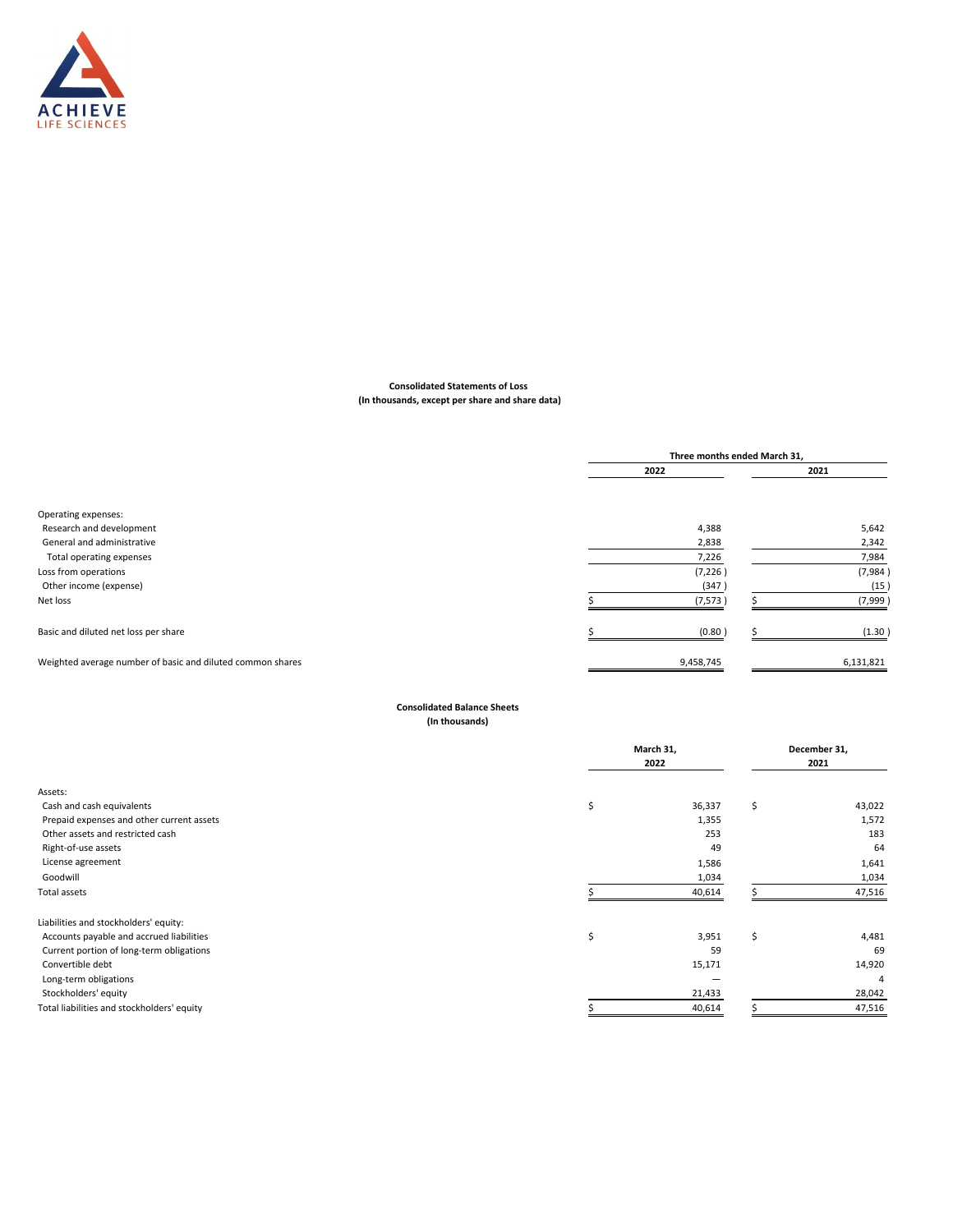ACHIEVE
LIFE SCIENCES

**Consolidated Statements of Loss**
**(In thousands, except per share and share data)**

| | Three months ended March 31, | |
|---|---|---|
| | 2022 | 2021 |
| Operating expenses: | | |
| Research and development | 4,388 | 5,642 |
| General and administrative | 2,838 | 2,342 |
| Total operating expenses | 7,226 | 7,984 |
| Loss from operations | (7,226 ) | (7,984 ) |
| Other income (expense) | (347 ) | (15 ) |
| Net loss | $ (7,573 ) | $ (7,999 ) |
| Basic and diluted net loss per share | $ (0.80 ) | $ (1.30 ) |
| Weighted average number of basic and diluted common shares | 9,458,745 | 6,131,821 |

**Consolidated Balance Sheets**
**(In thousands)**

| | March 31, 2022 | December 31, 2021 |
|---|---|---|
| Assets: | | |
| Cash and cash equivalents | $ 36,337 | $ 43,022 |
| Prepaid expenses and other current assets | 1,355 | 1,572 |
| Other assets and restricted cash | 253 | 183 |
| Right-of-use assets | 49 | 64 |
| License agreement | 1,586 | 1,641 |
| Goodwill | 1,034 | 1,034 |
| Total assets | $ 40,614 | $ 47,516 |
| Liabilities and stockholders' equity: | | |
| Accounts payable and accrued liabilities | $ 3,951 | $ 4,481 |
| Current portion of long-term obligations | 59 | 69 |
| Convertible debt | 15,171 | 14,920 |
| Long-term obligations | — | 4 |
| Stockholders' equity | 21,433 | 28,042 |
| Total liabilities and stockholders' equity | $ 40,614 | $ 47,516 |